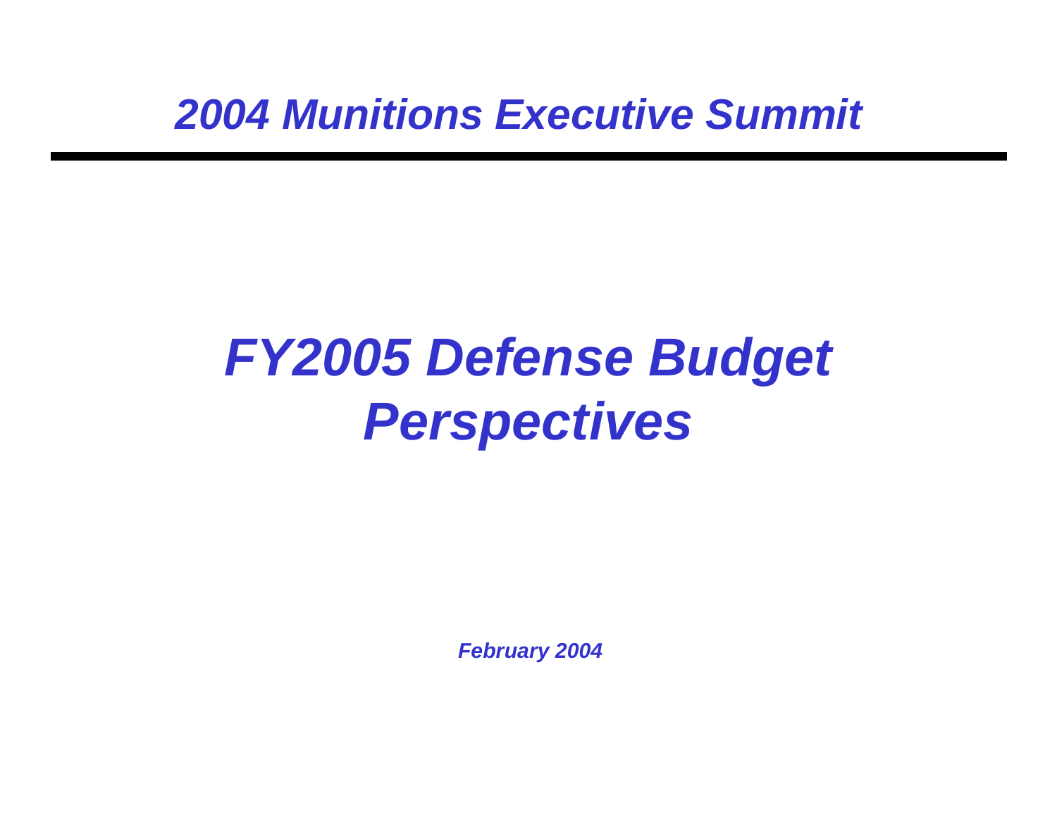## *2004 Munitions Executive Summit*

---

# *FY2005 Defense Budget Perspectives*

***February 2004***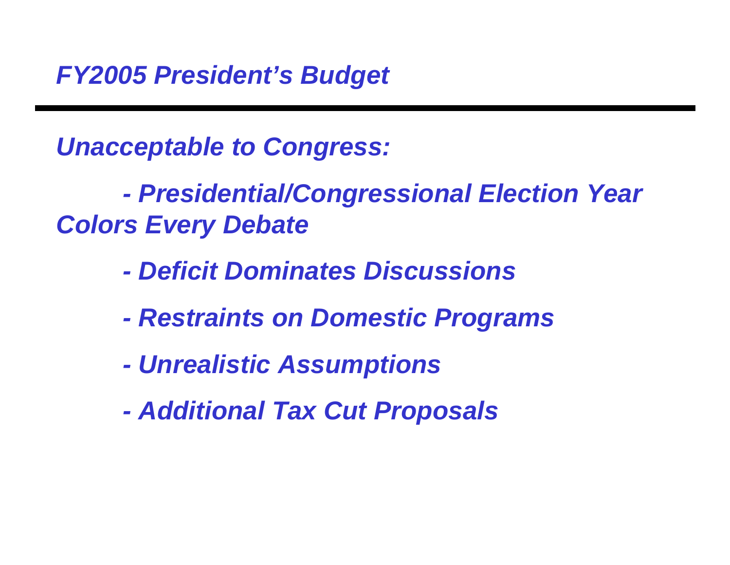# *FY2005 President's Budget*

***Unacceptable to Congress:***

- ***Presidential/Congressional Election Year Colors Every Debate***
- ***Deficit Dominates Discussions***
- ***Restraints on Domestic Programs***
- ***Unrealistic Assumptions***
- ***Additional Tax Cut Proposals***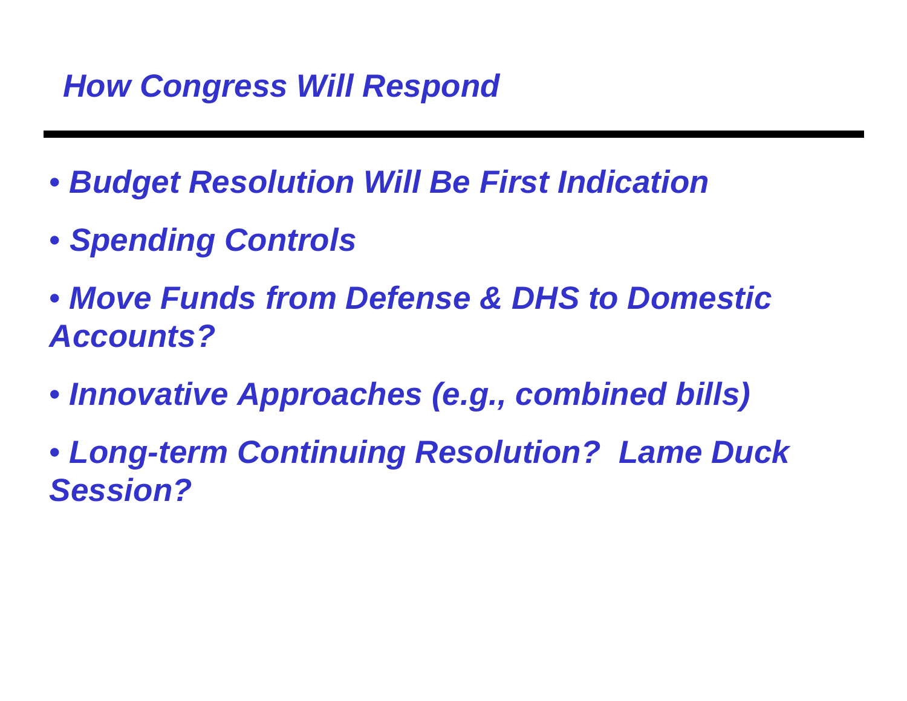## *How Congress Will Respond*

- *Budget Resolution Will Be First Indication*
- *Spending Controls*
- *Move Funds from Defense & DHS to Domestic Accounts?*
- *Innovative Approaches (e.g., combined bills)*
- *Long-term Continuing Resolution? Lame Duck Session?*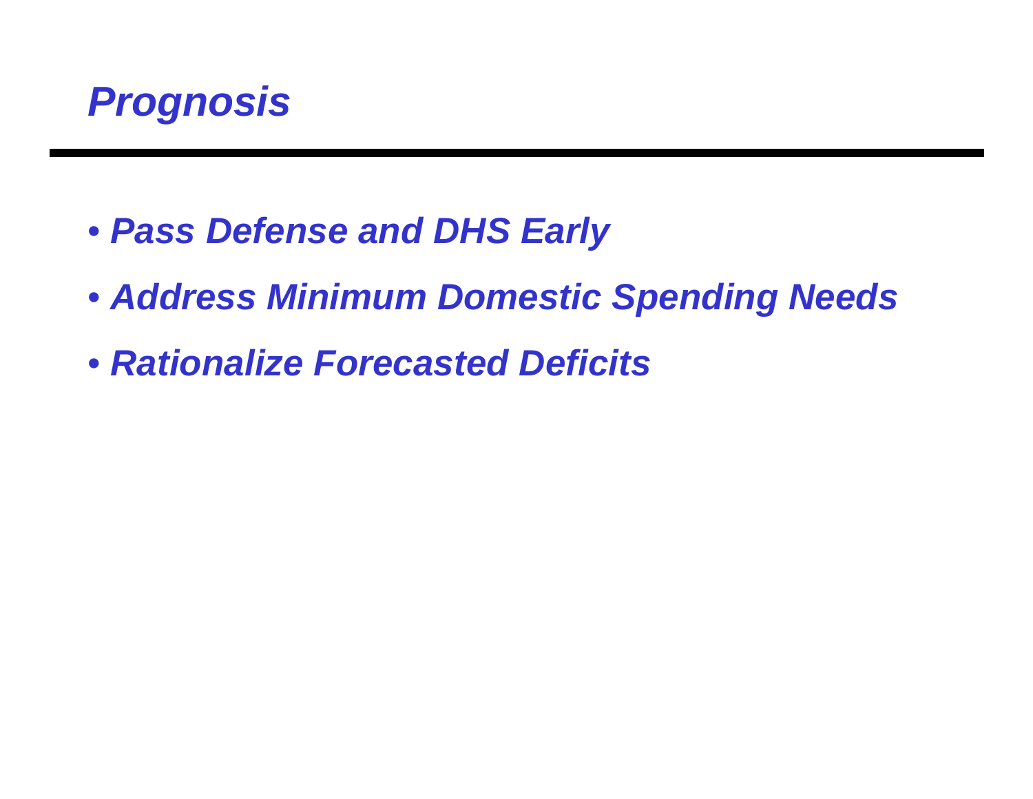# *Prognosis*

- ***Pass Defense and DHS Early***
- ***Address Minimum Domestic Spending Needs***
- ***Rationalize Forecasted Deficits***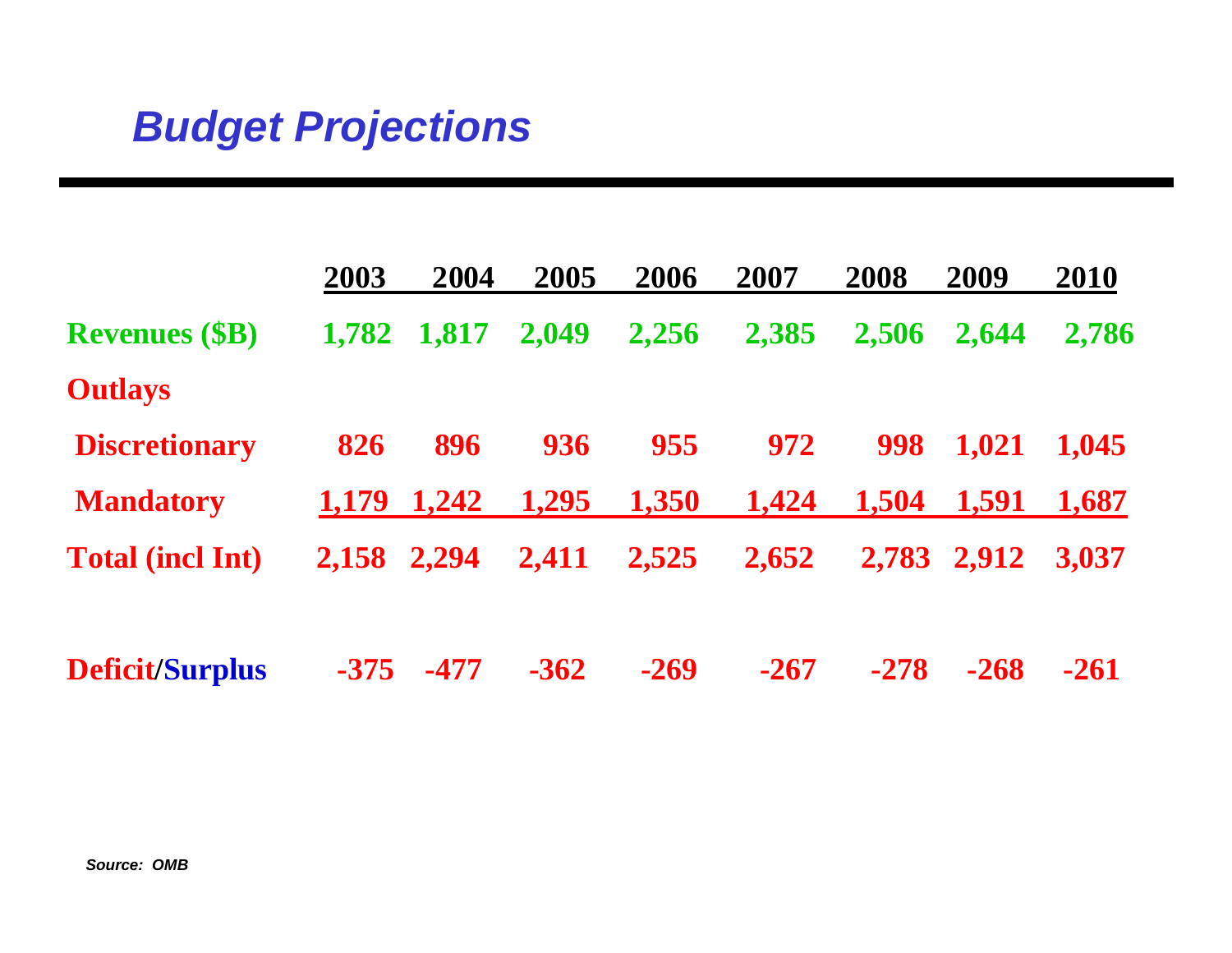# *Budget Projections*

| | 2003 | 2004 | 2005 | 2006 | 2007 | 2008 | 2009 | 2010 |
|---|---|---|---|---|---|---|---|---|
| **Revenues ($B)** | 1,782 | 1,817 | 2,049 | 2,256 | 2,385 | 2,506 | 2,644 | 2,786 |
| **Outlays** | | | | | | | | |
| **Discretionary** | 826 | 896 | 936 | 955 | 972 | 998 | 1,021 | 1,045 |
| **Mandatory** | 1,179 | 1,242 | 1,295 | 1,350 | 1,424 | 1,504 | 1,591 | 1,687 |
| **Total (incl Int)** | 2,158 | 2,294 | 2,411 | 2,525 | 2,652 | 2,783 | 2,912 | 3,037 |
| **Deficit/Surplus** | -375 | -477 | -362 | -269 | -267 | -278 | -268 | -261 |

***Source: OMB***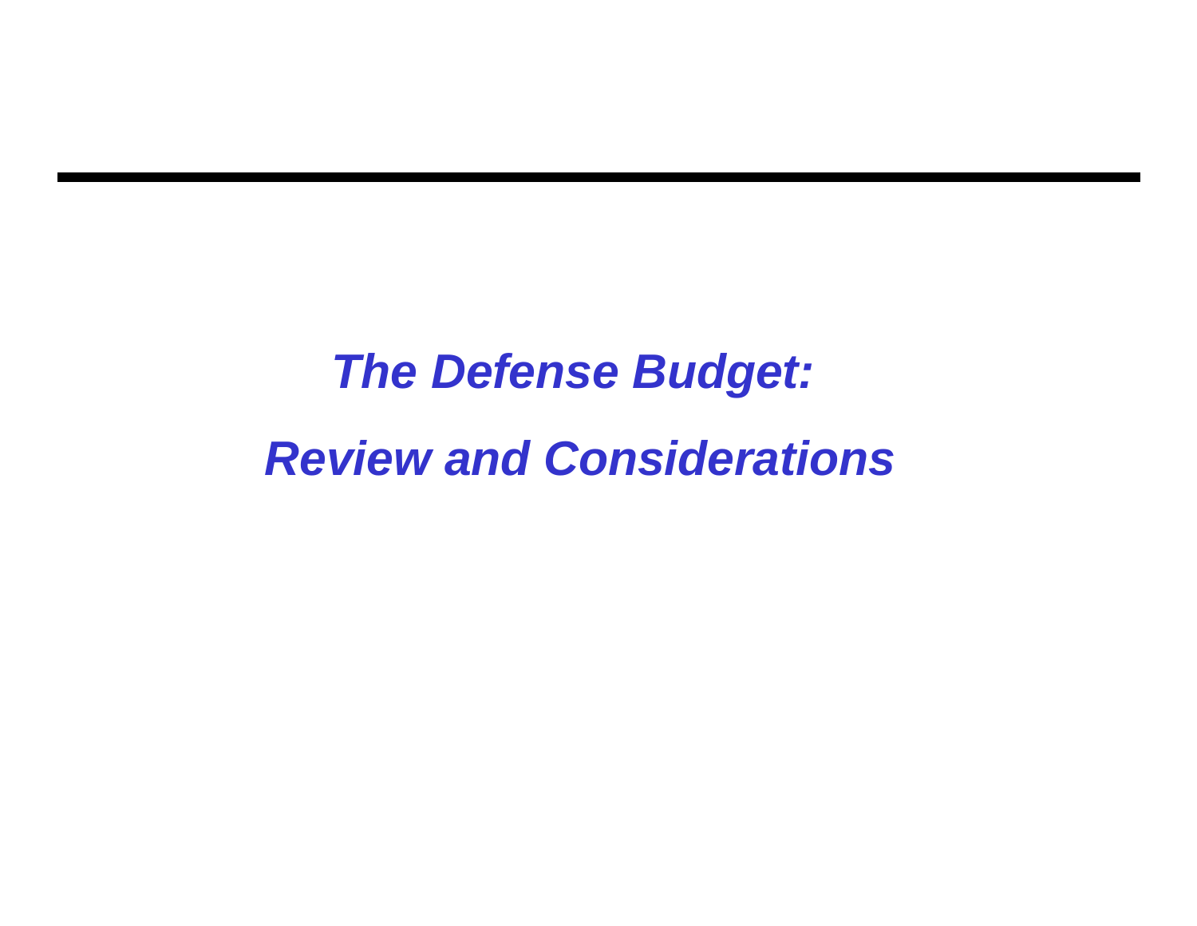# *The Defense Budget:*
# *Review and Considerations*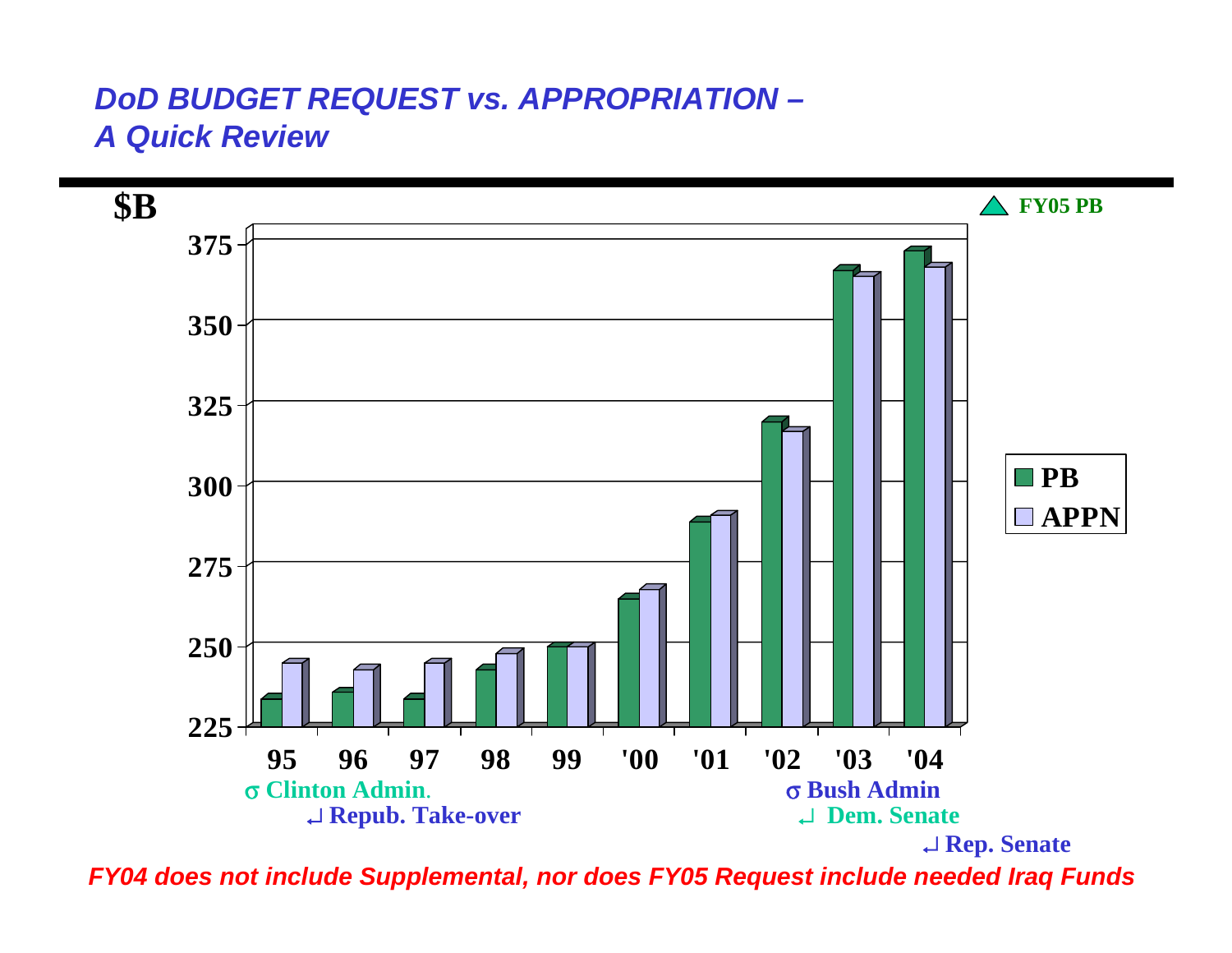## *DoD BUDGET REQUEST vs. APPROPRIATION – A Quick Review*

$B

△ FY05 PB

| | 95 | 96 | 97 | 98 | 99 | '00 | '01 | '02 | '03 | '04 |
|---|---|---|---|---|---|---|---|---|---|---|
| PB | | | | | | | | | | |
| APPN | | | | | | | | | | |

Y-axis: 225, 250, 275, 300, 325, 350, 375

σ Clinton Admin.
↵ Repub. Take-over

σ Bush Admin
↵ Dem. Senate
↵ Rep. Senate

*FY04 does not include Supplemental, nor does FY05 Request include needed Iraq Funds*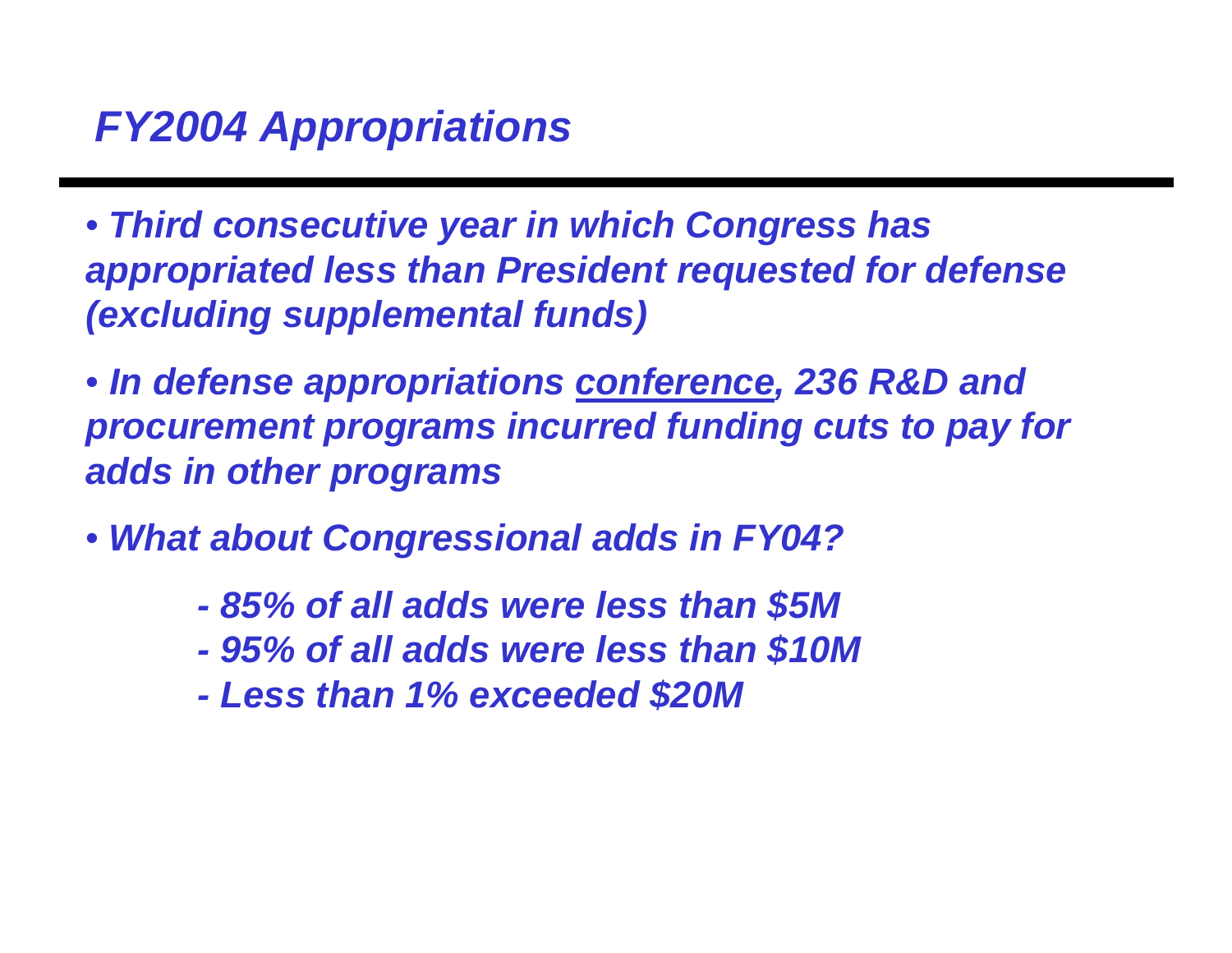# *FY2004 Appropriations*

- ***Third consecutive year in which Congress has appropriated less than President requested for defense (excluding supplemental funds)***
- ***In defense appropriations <u>conference</u>, 236 R&D and procurement programs incurred funding cuts to pay for adds in other programs***
- ***What about Congressional adds in FY04?***
  - ***85% of all adds were less than $5M***
  - ***95% of all adds were less than $10M***
  - ***Less than 1% exceeded $20M***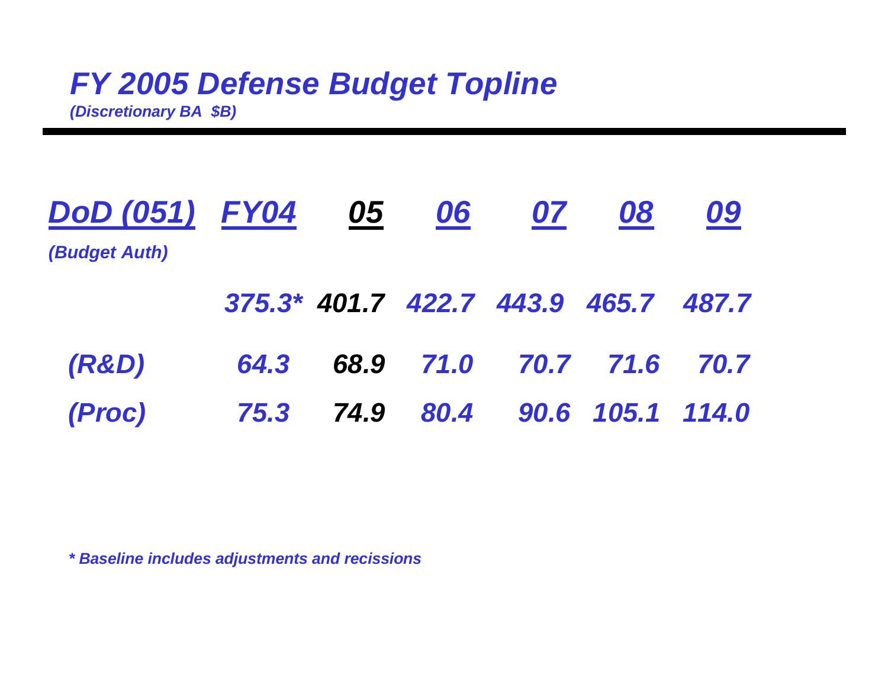# *FY 2005 Defense Budget Topline*

***(Discretionary BA $B)***

| DoD (051) | FY04 | 05 | 06 | 07 | 08 | 09 |
|---|---|---|---|---|---|---|
| *(Budget Auth)* | | | | | | |
| | 375.3* | 401.7 | 422.7 | 443.9 | 465.7 | 487.7 |
| (R&D) | 64.3 | 68.9 | 71.0 | 70.7 | 71.6 | 70.7 |
| (Proc) | 75.3 | 74.9 | 80.4 | 90.6 | 105.1 | 114.0 |

*** Baseline includes adjustments and recissions***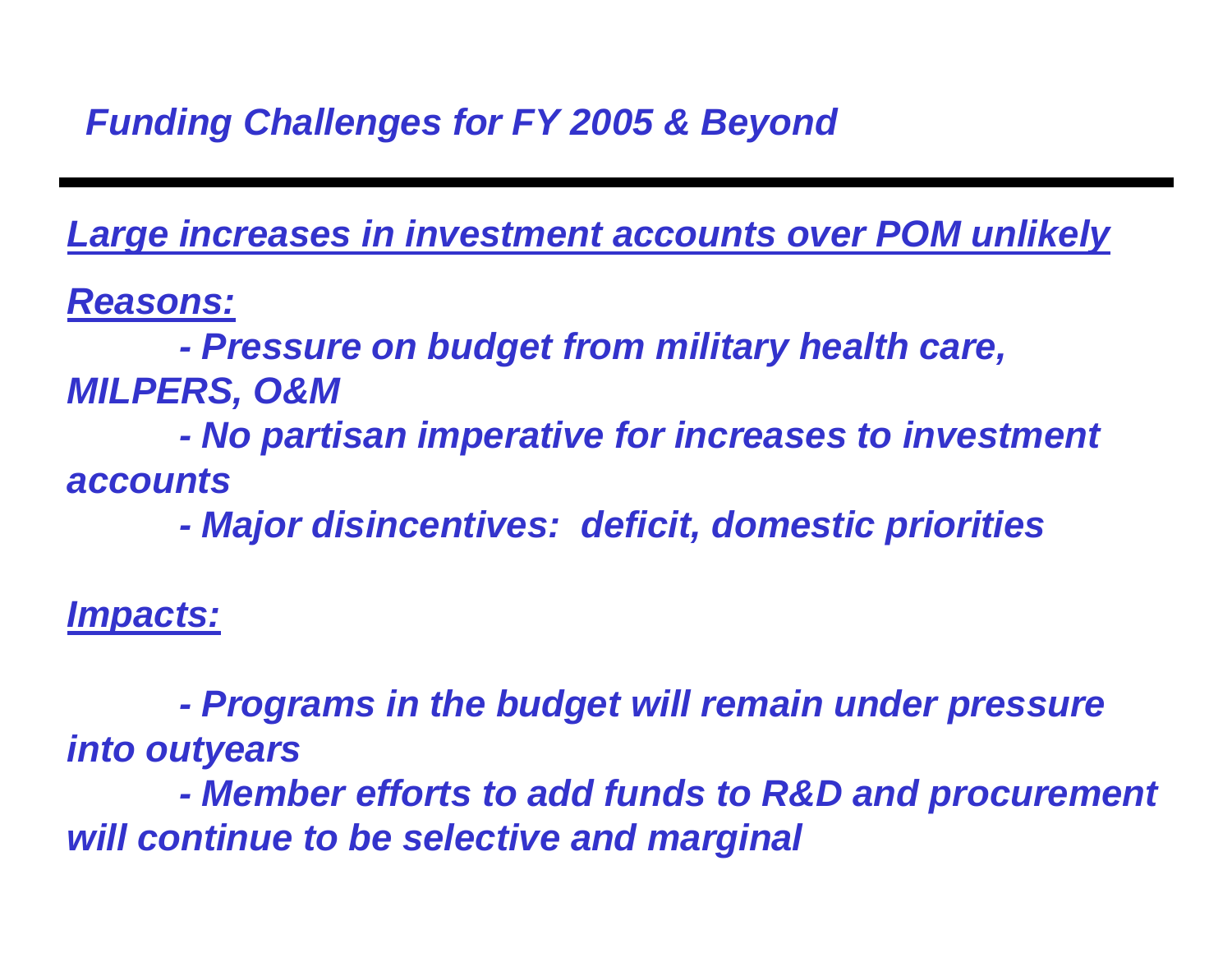## *Funding Challenges for FY 2005 & Beyond*

***Large increases in investment accounts over POM unlikely***

***Reasons:***

- *Pressure on budget from military health care, MILPERS, O&M*
- *No partisan imperative for increases to investment accounts*
- *Major disincentives: deficit, domestic priorities*

***Impacts:***

- *Programs in the budget will remain under pressure into outyears*
- *Member efforts to add funds to R&D and procurement will continue to be selective and marginal*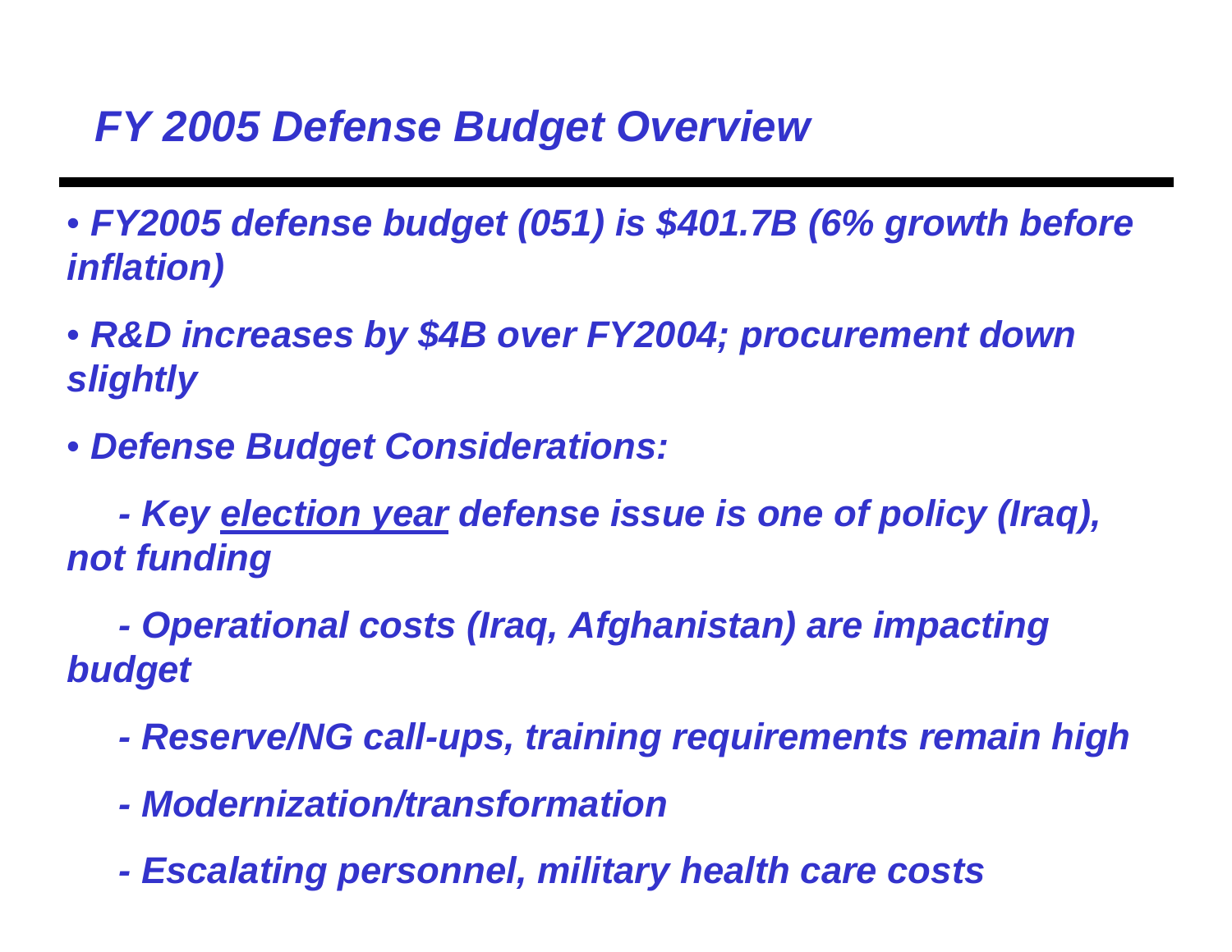# *FY 2005 Defense Budget Overview*

- ***FY2005 defense budget (051) is $401.7B (6% growth before inflation)***
- ***R&D increases by $4B over FY2004; procurement down slightly***
- ***Defense Budget Considerations:***
  - ***Key <u>election year</u> defense issue is one of policy (Iraq), not funding***
  - ***Operational costs (Iraq, Afghanistan) are impacting budget***
  - ***Reserve/NG call-ups, training requirements remain high***
  - ***Modernization/transformation***
  - ***Escalating personnel, military health care costs***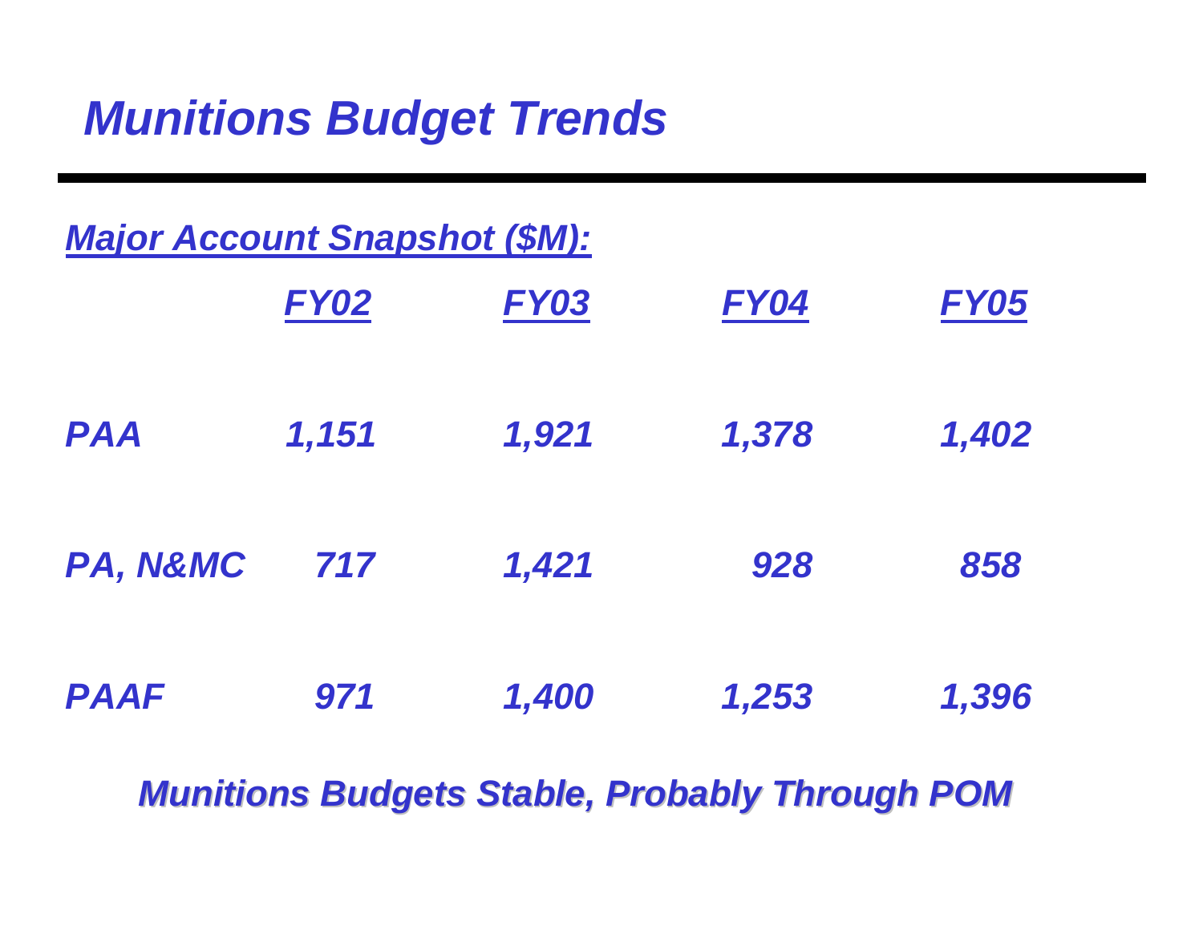# *Munitions Budget Trends*

***Major Account Snapshot ($M):***

| | FY02 | FY03 | FY04 | FY05 |
|---|---|---|---|---|
| PAA | 1,151 | 1,921 | 1,378 | 1,402 |
| PA, N&MC | 717 | 1,421 | 928 | 858 |
| PAAF | 971 | 1,400 | 1,253 | 1,396 |

***Munitions Budgets Stable, Probably Through POM***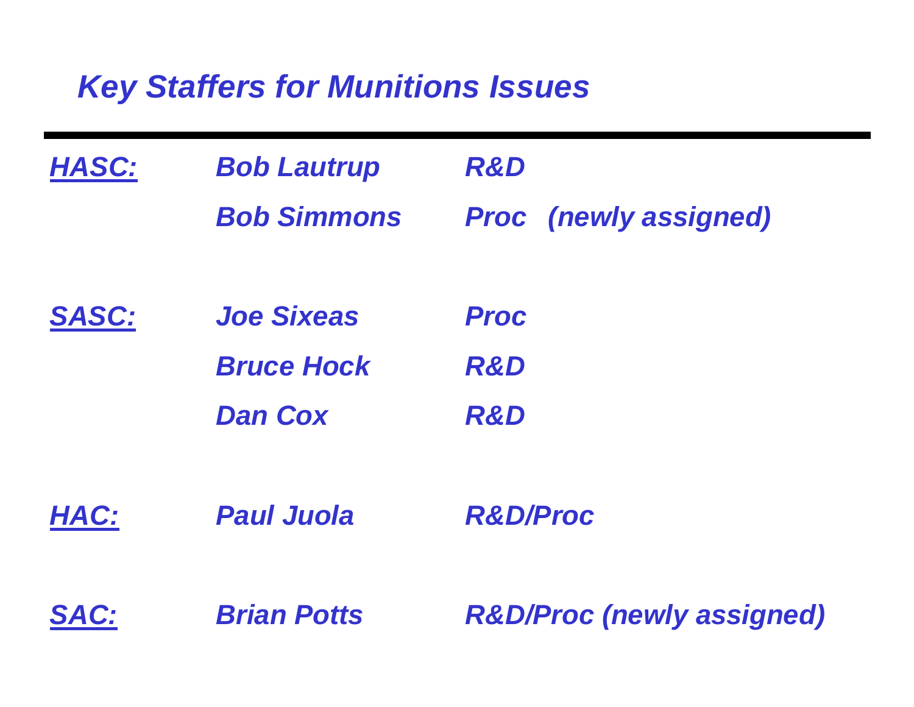# *Key Staffers for Munitions Issues*

| | | |
|---|---|---|
| ***HASC:*** | ***Bob Lautrup*** | ***R&D*** |
| | ***Bob Simmons*** | ***Proc (newly assigned)*** |
| ***SASC:*** | ***Joe Sixeas*** | ***Proc*** |
| | ***Bruce Hock*** | ***R&D*** |
| | ***Dan Cox*** | ***R&D*** |
| ***HAC:*** | ***Paul Juola*** | ***R&D/Proc*** |
| ***SAC:*** | ***Brian Potts*** | ***R&D/Proc (newly assigned)*** |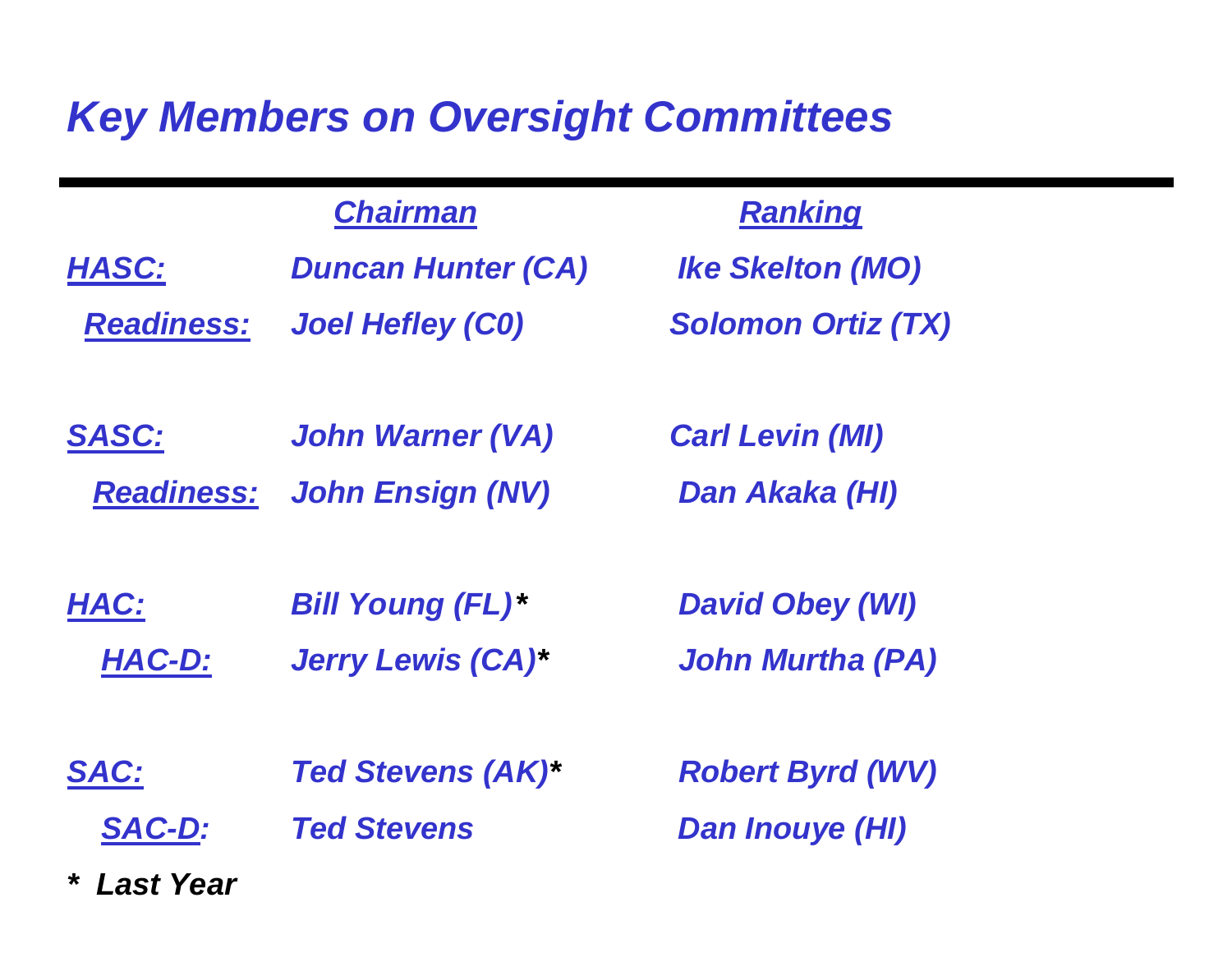# *Key Members on Oversight Committees*

| | Chairman | Ranking |
|---|---|---|
| HASC: | Duncan Hunter (CA) | Ike Skelton (MO) |
| Readiness: | Joel Hefley (C0) | Solomon Ortiz (TX) |
| | | |
| SASC: | John Warner (VA) | Carl Levin (MI) |
| Readiness: | John Ensign (NV) | Dan Akaka (HI) |
| | | |
| HAC: | Bill Young (FL)* | David Obey (WI) |
| HAC-D: | Jerry Lewis (CA)* | John Murtha (PA) |
| | | |
| SAC: | Ted Stevens (AK)* | Robert Byrd (WV) |
| SAC-D: | Ted Stevens | Dan Inouye (HI) |

*\* Last Year*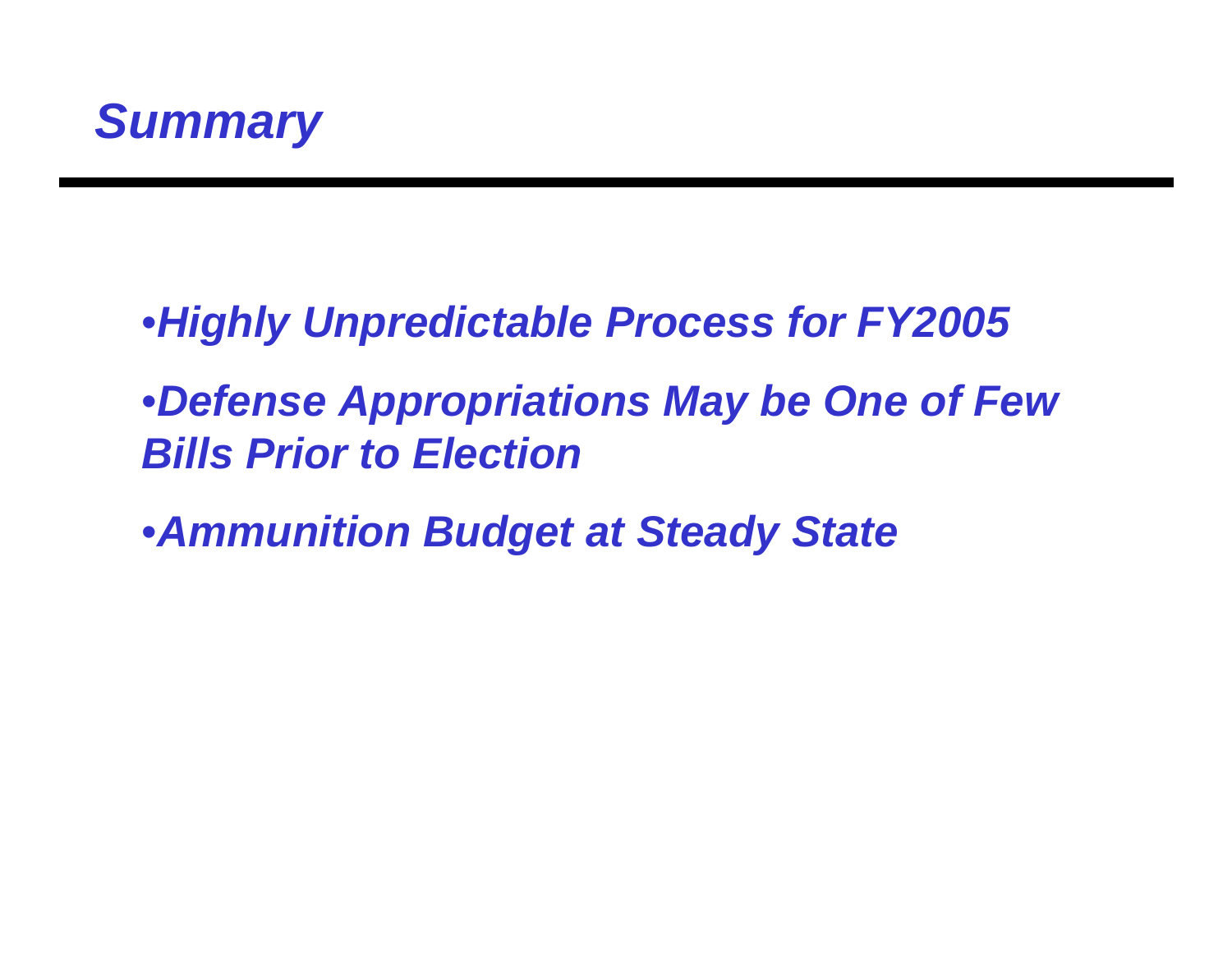# *Summary*

- *Highly Unpredictable Process for FY2005*
- *Defense Appropriations May be One of Few Bills Prior to Election*
- *Ammunition Budget at Steady State*